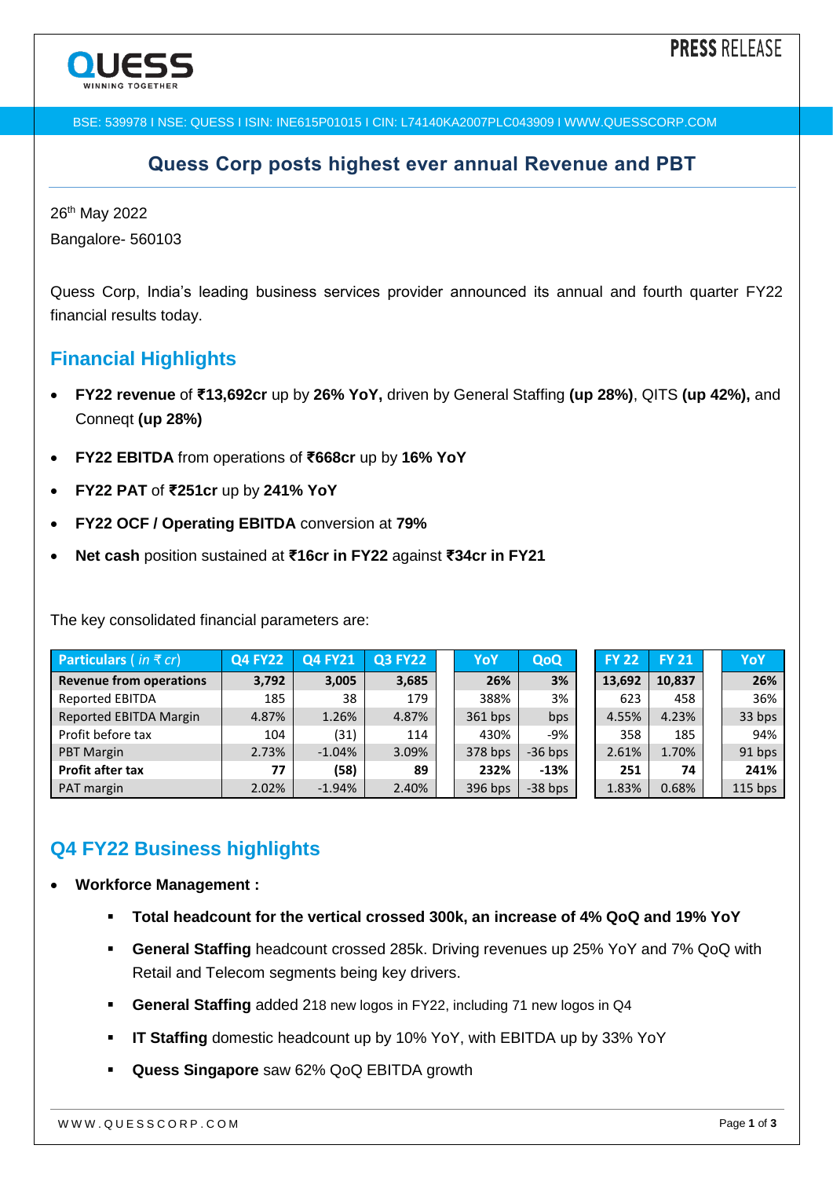PRESS RELEASE

BSE: 539978 I NSE: QUESS I ISIN: INE615P01015 I CIN: L74140KA2007PLC043909 I WWW.QUESSCORP.COM

# Quess Corp posts highest ever annual Revenue and PBT

26th May 2022

Bangalore- 560103

Quess Corp, India's leading business services provider announced its annual and fourth quarter FY22 financial results today.

## Financial Highlights

- **FY22 revenue** of **₹13,692cr** up by **26% YoY,** driven by General Staffing **(up 28%)**, QITS **(up 42%),** and Conneqt **(up 28%)**
- **FY22 EBITDA** from operations of **₹668cr** up by **16% YoY**
- **FY22 PAT** of **₹251cr** up by **241% YoY**
- **FY22 OCF / Operating EBITDA** conversion at **79%**
- **Net cash** position sustained at **₹16cr in FY22** against **₹34cr in FY21**

The key consolidated financial parameters are:

| Particulars ( *in ₹ cr*) | Q4 FY22 | Q4 FY21 | Q3 FY22 | YoY | QoQ | FY 22 | FY 21 | YoY |
|---|---|---|---|---|---|---|---|---|
| **Revenue from operations** | **3,792** | **3,005** | **3,685** | **26%** | **3%** | **13,692** | **10,837** | **26%** |
| Reported EBITDA | 185 | 38 | 179 | 388% | 3% | 623 | 458 | 36% |
| Reported EBITDA Margin | 4.87% | 1.26% | 4.87% | 361 bps | bps | 4.55% | 4.23% | 33 bps |
| Profit before tax | 104 | (31) | 114 | 430% | -9% | 358 | 185 | 94% |
| PBT Margin | 2.73% | -1.04% | 3.09% | 378 bps | -36 bps | 2.61% | 1.70% | 91 bps |
| **Profit after tax** | **77** | **(58)** | **89** | **232%** | **-13%** | **251** | **74** | **241%** |
| PAT margin | 2.02% | -1.94% | 2.40% | 396 bps | -38 bps | 1.83% | 0.68% | 115 bps |

## Q4 FY22 Business highlights

- **Workforce Management :**
  - **Total headcount for the vertical crossed 300k, an increase of 4% QoQ and 19% YoY**
  - **General Staffing** headcount crossed 285k. Driving revenues up 25% YoY and 7% QoQ with Retail and Telecom segments being key drivers.
  - **General Staffing** added 218 new logos in FY22, including 71 new logos in Q4
  - **IT Staffing** domestic headcount up by 10% YoY, with EBITDA up by 33% YoY
  - **Quess Singapore** saw 62% QoQ EBITDA growth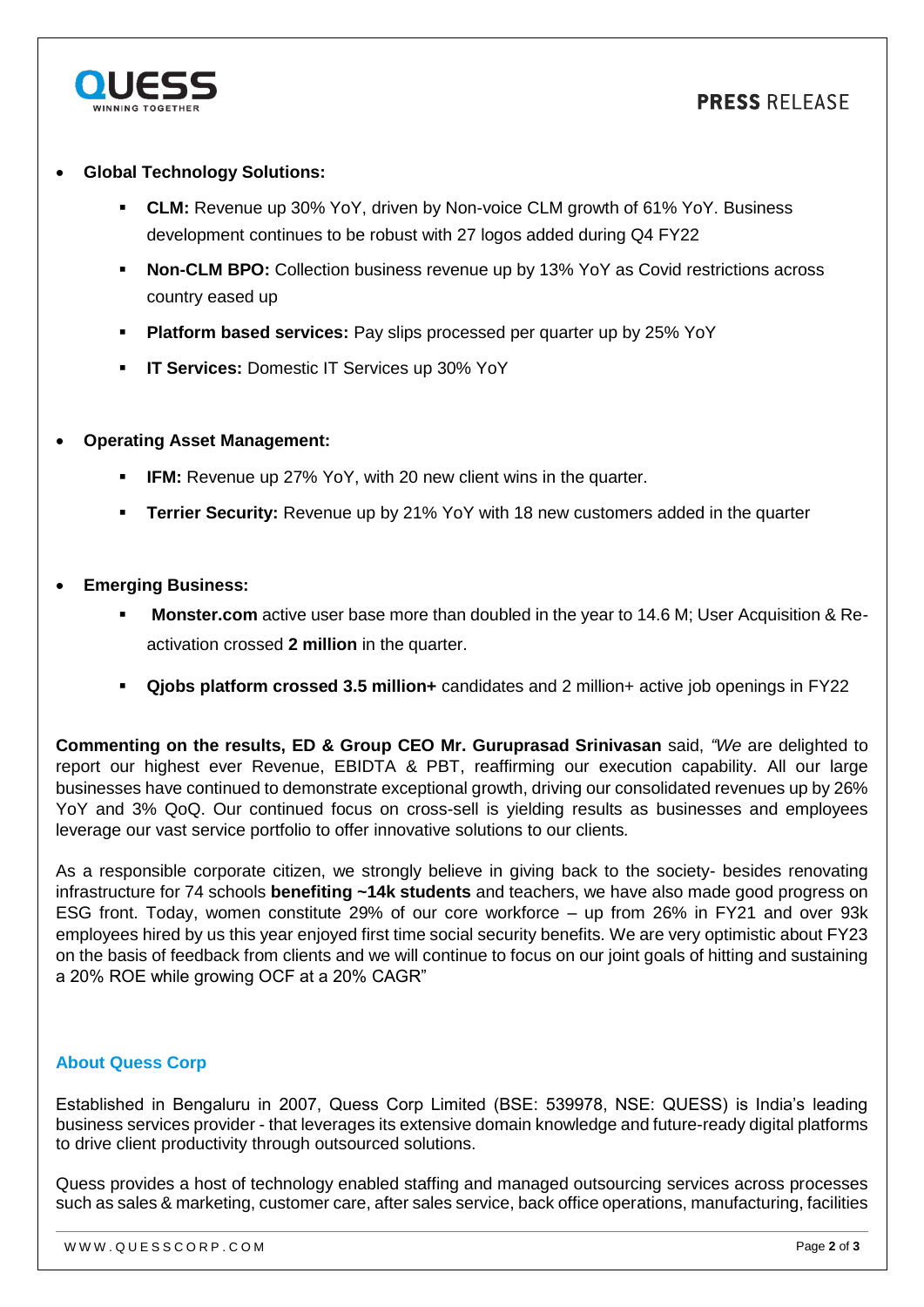- **Global Technology Solutions:**
  - **CLM:** Revenue up 30% YoY, driven by Non-voice CLM growth of 61% YoY. Business development continues to be robust with 27 logos added during Q4 FY22
  - **Non-CLM BPO:** Collection business revenue up by 13% YoY as Covid restrictions across country eased up
  - **Platform based services:** Pay slips processed per quarter up by 25% YoY
  - **IT Services:** Domestic IT Services up 30% YoY

- **Operating Asset Management:**
  - **IFM:** Revenue up 27% YoY, with 20 new client wins in the quarter.
  - **Terrier Security:** Revenue up by 21% YoY with 18 new customers added in the quarter

- **Emerging Business:**
  - **Monster.com** active user base more than doubled in the year to 14.6 M; User Acquisition & Re-activation crossed **2 million** in the quarter.
  - **Qjobs platform crossed 3.5 million+** candidates and 2 million+ active job openings in FY22

**Commenting on the results, ED & Group CEO Mr. Guruprasad Srinivasan** said, *"We* are delighted to report our highest ever Revenue, EBIDTA & PBT, reaffirming our execution capability. All our large businesses have continued to demonstrate exceptional growth, driving our consolidated revenues up by 26% YoY and 3% QoQ. Our continued focus on cross-sell is yielding results as businesses and employees leverage our vast service portfolio to offer innovative solutions to our clients.

As a responsible corporate citizen, we strongly believe in giving back to the society- besides renovating infrastructure for 74 schools **benefiting ~14k students** and teachers, we have also made good progress on ESG front. Today, women constitute 29% of our core workforce – up from 26% in FY21 and over 93k employees hired by us this year enjoyed first time social security benefits. We are very optimistic about FY23 on the basis of feedback from clients and we will continue to focus on our joint goals of hitting and sustaining a 20% ROE while growing OCF at a 20% CAGR"

## About Quess Corp

Established in Bengaluru in 2007, Quess Corp Limited (BSE: 539978, NSE: QUESS) is India's leading business services provider - that leverages its extensive domain knowledge and future-ready digital platforms to drive client productivity through outsourced solutions.

Quess provides a host of technology enabled staffing and managed outsourcing services across processes such as sales & marketing, customer care, after sales service, back office operations, manufacturing, facilities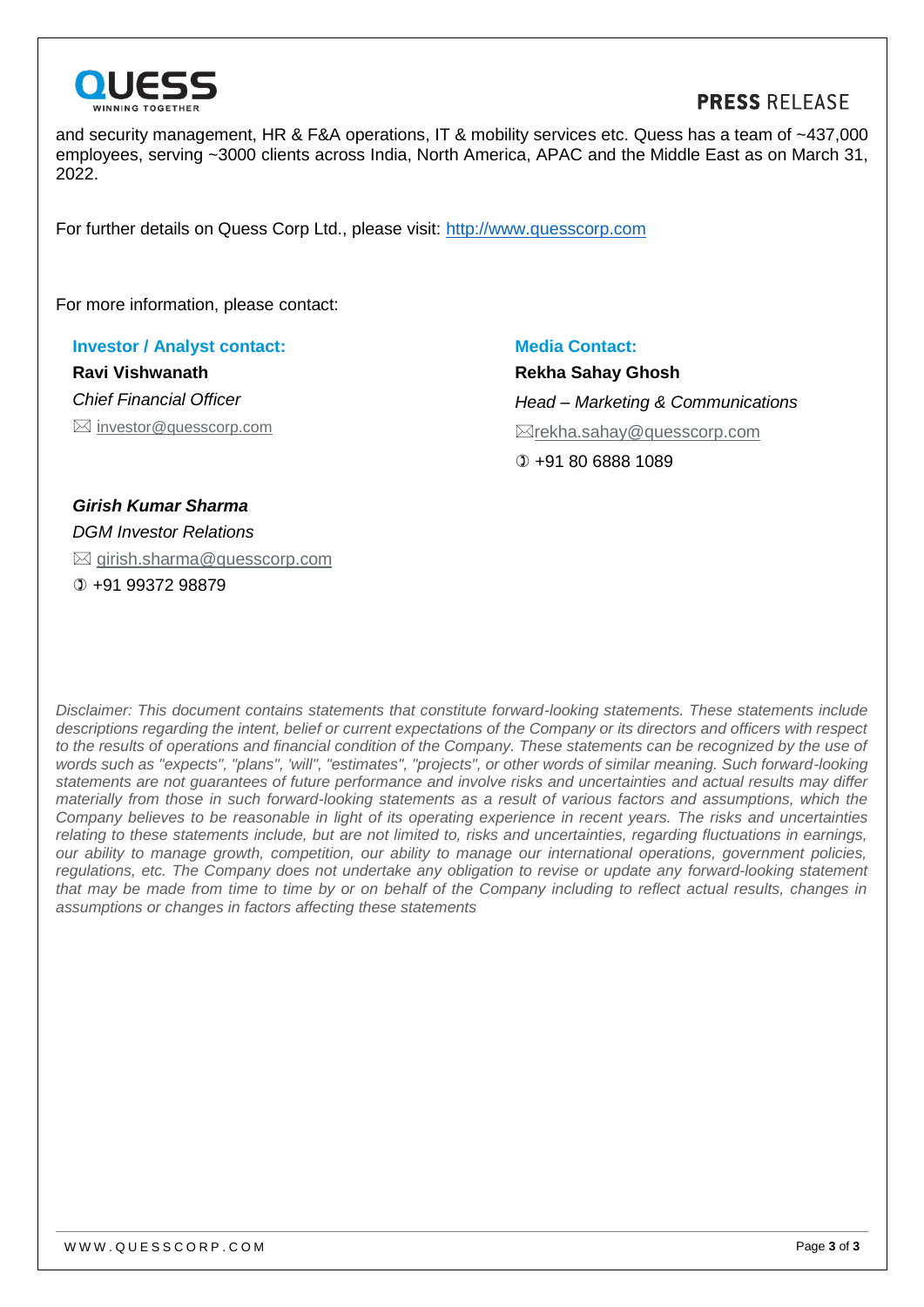and security management, HR & F&A operations, IT & mobility services etc. Quess has a team of ~437,000 employees, serving ~3000 clients across India, North America, APAC and the Middle East as on March 31, 2022.

For further details on Quess Corp Ltd., please visit: http://www.quesscorp.com

For more information, please contact:

**Investor / Analyst contact:**

**Ravi Vishwanath**
*Chief Financial Officer*
✉ investor@quesscorp.com

***Girish Kumar Sharma***
*DGM Investor Relations*
✉ girish.sharma@quesscorp.com
✆ +91 99372 98879

**Media Contact:**

**Rekha Sahay Ghosh**
*Head – Marketing & Communications*
✉ rekha.sahay@quesscorp.com
✆ +91 80 6888 1089

*Disclaimer: This document contains statements that constitute forward-looking statements. These statements include descriptions regarding the intent, belief or current expectations of the Company or its directors and officers with respect to the results of operations and financial condition of the Company. These statements can be recognized by the use of words such as "expects", "plans", 'will", "estimates", "projects", or other words of similar meaning. Such forward-looking statements are not guarantees of future performance and involve risks and uncertainties and actual results may differ materially from those in such forward-looking statements as a result of various factors and assumptions, which the Company believes to be reasonable in light of its operating experience in recent years. The risks and uncertainties relating to these statements include, but are not limited to, risks and uncertainties, regarding fluctuations in earnings, our ability to manage growth, competition, our ability to manage our international operations, government policies, regulations, etc. The Company does not undertake any obligation to revise or update any forward-looking statement that may be made from time to time by or on behalf of the Company including to reflect actual results, changes in assumptions or changes in factors affecting these statements*